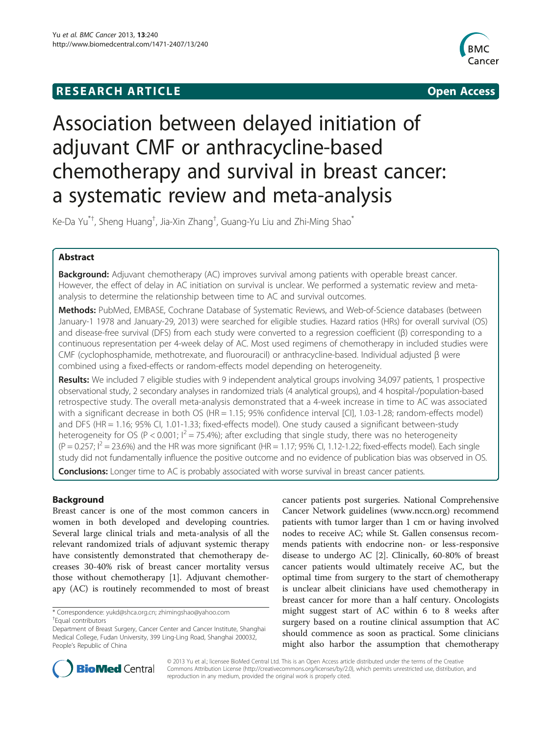**RESEARCH ARTICLE** **Open Access**

# Association between delayed initiation of adjuvant CMF or anthracycline-based chemotherapy and survival in breast cancer: a systematic review and meta-analysis

Ke-Da Yu[*†], Sheng Huang[†], Jia-Xin Zhang[†], Guang-Yu Liu and Zhi-Ming Shao[*]

## Abstract

**Background:** Adjuvant chemotherapy (AC) improves survival among patients with operable breast cancer. However, the effect of delay in AC initiation on survival is unclear. We performed a systematic review and meta-analysis to determine the relationship between time to AC and survival outcomes.

**Methods:** PubMed, EMBASE, Cochrane Database of Systematic Reviews, and Web-of-Science databases (between January-1 1978 and January-29, 2013) were searched for eligible studies. Hazard ratios (HRs) for overall survival (OS) and disease-free survival (DFS) from each study were converted to a regression coefficient (β) corresponding to a continuous representation per 4-week delay of AC. Most used regimens of chemotherapy in included studies were CMF (cyclophosphamide, methotrexate, and fluorouracil) or anthracycline-based. Individual adjusted β were combined using a fixed-effects or random-effects model depending on heterogeneity.

**Results:** We included 7 eligible studies with 9 independent analytical groups involving 34,097 patients, 1 prospective observational study, 2 secondary analyses in randomized trials (4 analytical groups), and 4 hospital-/population-based retrospective study. The overall meta-analysis demonstrated that a 4-week increase in time to AC was associated with a significant decrease in both OS (HR = 1.15; 95% confidence interval [CI], 1.03-1.28; random-effects model) and DFS (HR = 1.16; 95% CI, 1.01-1.33; fixed-effects model). One study caused a significant between-study heterogeneity for OS ($P < 0.001$; $I^2 = 75.4\%$); after excluding that single study, there was no heterogeneity ($P = 0.257$; $I^2 = 23.6\%$) and the HR was more significant (HR = 1.17; 95% CI, 1.12-1.22; fixed-effects model). Each single study did not fundamentally influence the positive outcome and no evidence of publication bias was observed in OS.

**Conclusions:** Longer time to AC is probably associated with worse survival in breast cancer patients.

## Background

Breast cancer is one of the most common cancers in women in both developed and developing countries. Several large clinical trials and meta-analysis of all the relevant randomized trials of adjuvant systemic therapy have consistently demonstrated that chemotherapy decreases 30-40% risk of breast cancer mortality versus those without chemotherapy [1]. Adjuvant chemotherapy (AC) is routinely recommended to most of breast cancer patients post surgeries. National Comprehensive Cancer Network guidelines (www.nccn.org) recommend patients with tumor larger than 1 cm or having involved nodes to receive AC; while St. Gallen consensus recommends patients with endocrine non- or less-responsive disease to undergo AC [2]. Clinically, 60-80% of breast cancer patients would ultimately receive AC, but the optimal time from surgery to the start of chemotherapy is unclear albeit clinicians have used chemotherapy in breast cancer for more than a half century. Oncologists might suggest start of AC within 6 to 8 weeks after surgery based on a routine clinical assumption that AC should commence as soon as practical. Some clinicians might also harbor the assumption that chemotherapy

\* Correspondence: yukd@shca.org.cn; zhimingshao@yahoo.com
†Equal contributors
Department of Breast Surgery, Cancer Center and Cancer Institute, Shanghai Medical College, Fudan University, 399 Ling-Ling Road, Shanghai 200032, People's Republic of China

© 2013 Yu et al.; licensee BioMed Central Ltd. This is an Open Access article distributed under the terms of the Creative Commons Attribution License (http://creativecommons.org/licenses/by/2.0), which permits unrestricted use, distribution, and reproduction in any medium, provided the original work is properly cited.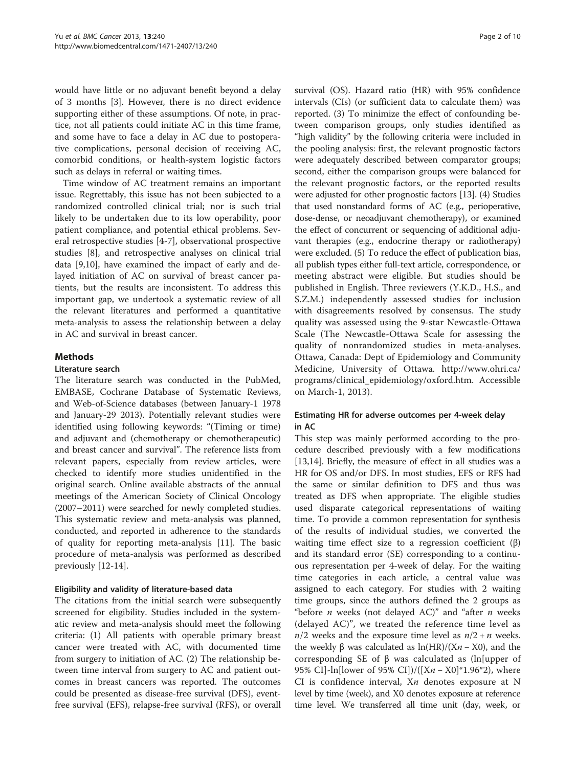would have little or no adjuvant benefit beyond a delay of 3 months [3]. However, there is no direct evidence supporting either of these assumptions. Of note, in practice, not all patients could initiate AC in this time frame, and some have to face a delay in AC due to postoperative complications, personal decision of receiving AC, comorbid conditions, or health-system logistic factors such as delays in referral or waiting times.

Time window of AC treatment remains an important issue. Regrettably, this issue has not been subjected to a randomized controlled clinical trial; nor is such trial likely to be undertaken due to its low operability, poor patient compliance, and potential ethical problems. Several retrospective studies [4-7], observational prospective studies [8], and retrospective analyses on clinical trial data [9,10], have examined the impact of early and delayed initiation of AC on survival of breast cancer patients, but the results are inconsistent. To address this important gap, we undertook a systematic review of all the relevant literatures and performed a quantitative meta-analysis to assess the relationship between a delay in AC and survival in breast cancer.

## Methods

### Literature search

The literature search was conducted in the PubMed, EMBASE, Cochrane Database of Systematic Reviews, and Web-of-Science databases (between January-1 1978 and January-29 2013). Potentially relevant studies were identified using following keywords: "(Timing or time) and adjuvant and (chemotherapy or chemotherapeutic) and breast cancer and survival". The reference lists from relevant papers, especially from review articles, were checked to identify more studies unidentified in the original search. Online available abstracts of the annual meetings of the American Society of Clinical Oncology (2007–2011) were searched for newly completed studies. This systematic review and meta-analysis was planned, conducted, and reported in adherence to the standards of quality for reporting meta-analysis [11]. The basic procedure of meta-analysis was performed as described previously [12-14].

### Eligibility and validity of literature-based data

The citations from the initial search were subsequently screened for eligibility. Studies included in the systematic review and meta-analysis should meet the following criteria: (1) All patients with operable primary breast cancer were treated with AC, with documented time from surgery to initiation of AC. (2) The relationship between time interval from surgery to AC and patient outcomes in breast cancers was reported. The outcomes could be presented as disease-free survival (DFS), event-free survival (EFS), relapse-free survival (RFS), or overall survival (OS). Hazard ratio (HR) with 95% confidence intervals (CIs) (or sufficient data to calculate them) was reported. (3) To minimize the effect of confounding between comparison groups, only studies identified as "high validity" by the following criteria were included in the pooling analysis: first, the relevant prognostic factors were adequately described between comparator groups; second, either the comparison groups were balanced for the relevant prognostic factors, or the reported results were adjusted for other prognostic factors [13]. (4) Studies that used nonstandard forms of AC (e.g., perioperative, dose-dense, or neoadjuvant chemotherapy), or examined the effect of concurrent or sequencing of additional adjuvant therapies (e.g., endocrine therapy or radiotherapy) were excluded. (5) To reduce the effect of publication bias, all publish types either full-text article, correspondence, or meeting abstract were eligible. But studies should be published in English. Three reviewers (Y.K.D., H.S., and S.Z.M.) independently assessed studies for inclusion with disagreements resolved by consensus. The study quality was assessed using the 9-star Newcastle-Ottawa Scale (The Newcastle-Ottawa Scale for assessing the quality of nonrandomized studies in meta-analyses. Ottawa, Canada: Dept of Epidemiology and Community Medicine, University of Ottawa. http://www.ohri.ca/programs/clinical_epidemiology/oxford.htm. Accessible on March-1, 2013).

### Estimating HR for adverse outcomes per 4-week delay in AC

This step was mainly performed according to the procedure described previously with a few modifications [13,14]. Briefly, the measure of effect in all studies was a HR for OS and/or DFS. In most studies, EFS or RFS had the same or similar definition to DFS and thus was treated as DFS when appropriate. The eligible studies used disparate categorical representations of waiting time. To provide a common representation for synthesis of the results of individual studies, we converted the waiting time effect size to a regression coefficient (β) and its standard error (SE) corresponding to a continuous representation per 4-week of delay. For the waiting time categories in each article, a central value was assigned to each category. For studies with 2 waiting time groups, since the authors defined the 2 groups as "before *n* weeks (not delayed AC)" and "after *n* weeks (delayed AC)", we treated the reference time level as $n/2$ weeks and the exposure time level as $n/2 + n$ weeks. the weekly β was calculated as $\ln(\text{HR})/(X_n - X_0)$, and the corresponding SE of β was calculated as $(\ln[\text{upper of 95\% CI}] - \ln[\text{lower of 95\% CI}])/([X_n - X_0] * 1.96 * 2)$, where CI is confidence interval, $X_n$ denotes exposure at N level by time (week), and $X_0$ denotes exposure at reference time level. We transferred all time unit (day, week, or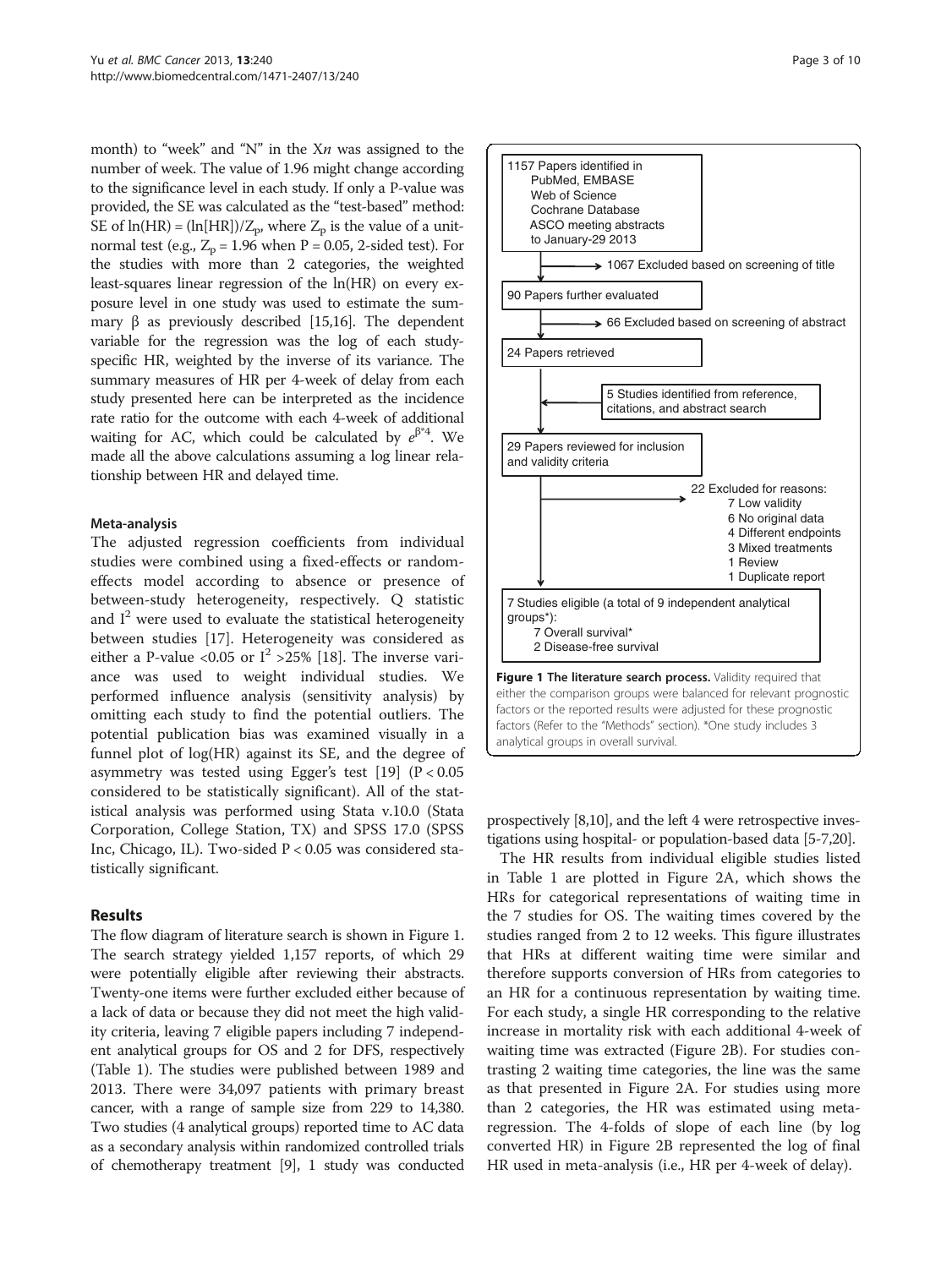month) to "week" and "N" in the X*n* was assigned to the number of week. The value of 1.96 might change according to the significance level in each study. If only a P-value was provided, the SE was calculated as the "test-based" method: SE of ln(HR) = (ln[HR])/$Z_p$, where $Z_p$ is the value of a unit-normal test (e.g., $Z_p$ = 1.96 when P = 0.05, 2-sided test). For the studies with more than 2 categories, the weighted least-squares linear regression of the ln(HR) on every exposure level in one study was used to estimate the summary β as previously described [15,16]. The dependent variable for the regression was the log of each study-specific HR, weighted by the inverse of its variance. The summary measures of HR per 4-week of delay from each study presented here can be interpreted as the incidence rate ratio for the outcome with each 4-week of additional waiting for AC, which could be calculated by $e^{\beta*4}$. We made all the above calculations assuming a log linear relationship between HR and delayed time.

### Meta-analysis

The adjusted regression coefficients from individual studies were combined using a fixed-effects or random-effects model according to absence or presence of between-study heterogeneity, respectively. Q statistic and $I^2$ were used to evaluate the statistical heterogeneity between studies [17]. Heterogeneity was considered as either a P-value <0.05 or $I^2$ >25% [18]. The inverse variance was used to weight individual studies. We performed influence analysis (sensitivity analysis) by omitting each study to find the potential outliers. The potential publication bias was examined visually in a funnel plot of log(HR) against its SE, and the degree of asymmetry was tested using Egger's test [19] (P < 0.05 considered to be statistically significant). All of the statistical analysis was performed using Stata v.10.0 (Stata Corporation, College Station, TX) and SPSS 17.0 (SPSS Inc, Chicago, IL). Two-sided P < 0.05 was considered statistically significant.

## Results

The flow diagram of literature search is shown in Figure 1. The search strategy yielded 1,157 reports, of which 29 were potentially eligible after reviewing their abstracts. Twenty-one items were further excluded either because of a lack of data or because they did not meet the high validity criteria, leaving 7 eligible papers including 7 independent analytical groups for OS and 2 for DFS, respectively (Table 1). The studies were published between 1989 and 2013. There were 34,097 patients with primary breast cancer, with a range of sample size from 229 to 14,380. Two studies (4 analytical groups) reported time to AC data as a secondary analysis within randomized controlled trials of chemotherapy treatment [9], 1 study was conducted prospectively [8,10], and the left 4 were retrospective investigations using hospital- or population-based data [5-7,20].

1157 Papers identified in PubMed, EMBASE, Web of Science, Cochrane Database, ASCO meeting abstracts to January-29 2013
→ 1067 Excluded based on screening of title

90 Papers further evaluated
→ 66 Excluded based on screening of abstract

24 Papers retrieved
← 5 Studies identified from reference, citations, and abstract search

29 Papers reviewed for inclusion and validity criteria
→ 22 Excluded for reasons:
- 7 Low validity
- 6 No original data
- 4 Different endpoints
- 3 Mixed treatments
- 1 Review
- 1 Duplicate report

7 Studies eligible (a total of 9 independent analytical groups*):
- 7 Overall survival*
- 2 Disease-free survival

**Figure 1 The literature search process.** Validity required that either the comparison groups were balanced for relevant prognostic factors or the reported results were adjusted for these prognostic factors (Refer to the "Methods" section). *One study includes 3 analytical groups in overall survival.

The HR results from individual eligible studies listed in Table 1 are plotted in Figure 2A, which shows the HRs for categorical representations of waiting time in the 7 studies for OS. The waiting times covered by the studies ranged from 2 to 12 weeks. This figure illustrates that HRs at different waiting time were similar and therefore supports conversion of HRs from categories to an HR for a continuous representation by waiting time. For each study, a single HR corresponding to the relative increase in mortality risk with each additional 4-week of waiting time was extracted (Figure 2B). For studies contrasting 2 waiting time categories, the line was the same as that presented in Figure 2A. For studies using more than 2 categories, the HR was estimated using meta-regression. The 4-folds of slope of each line (by log converted HR) in Figure 2B represented the log of final HR used in meta-analysis (i.e., HR per 4-week of delay).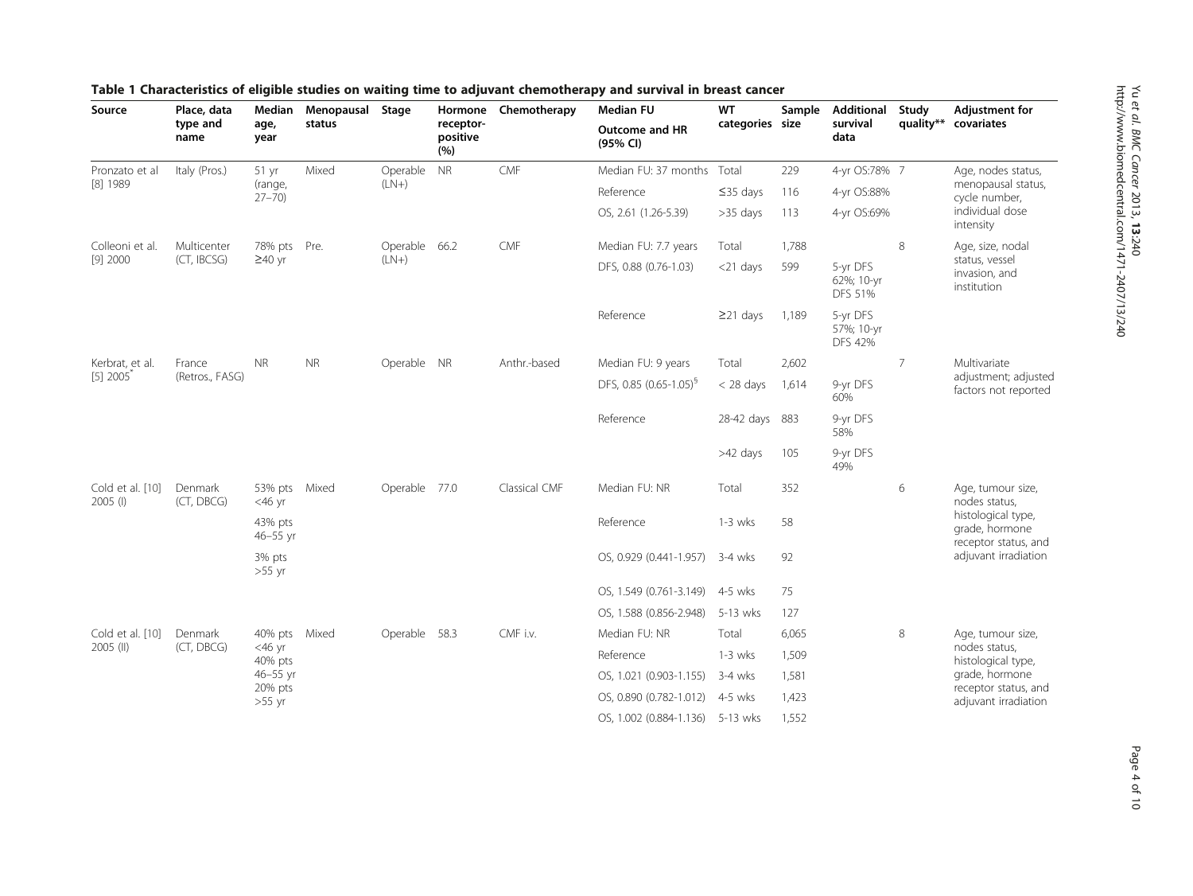**Table 1 Characteristics of eligible studies on waiting time to adjuvant chemotherapy and survival in breast cancer**

| Source | Place, data type and name | Median age, year | Menopausal status | Stage | Hormone receptor-positive (%) | Chemotherapy | Median FU / Outcome and HR (95% CI) | WT categories | Sample size | Additional survival data | Study quality** | Adjustment for covariates |
|---|---|---|---|---|---|---|---|---|---|---|---|---|
| Pronzato et al [8] 1989 | Italy (Pros.) | 51 yr (range, 27–70) | Mixed | Operable (LN+) | NR | CMF | Median FU: 37 months | Total | 229 | 4-yr OS:78% | 7 | Age, nodes status, menopausal status, cycle number, individual dose intensity |
| | | | | | | | Reference | ≤35 days | 116 | 4-yr OS:88% | | |
| | | | | | | | OS, 2.61 (1.26-5.39) | >35 days | 113 | 4-yr OS:69% | | |
| Colleoni et al. [9] 2000 | Multicenter (CT, IBCSG) | 78% pts ≥40 yr | Pre. | Operable (LN+) | 66.2 | CMF | Median FU: 7.7 years | Total | 1,788 | | 8 | Age, size, nodal status, vessel invasion, and institution |
| | | | | | | | DFS, 0.88 (0.76-1.03) | <21 days | 599 | 5-yr DFS 62%; 10-yr DFS 51% | | |
| | | | | | | | Reference | ≥21 days | 1,189 | 5-yr DFS 57%; 10-yr DFS 42% | | |
| Kerbrat, et al. [5] 2005* | France (Retros., FASG) | NR | NR | Operable | NR | Anthr.-based | Median FU: 9 years | Total | 2,602 | | 7 | Multivariate adjustment; adjusted factors not reported |
| | | | | | | | DFS, 0.85 (0.65-1.05)§ | < 28 days | 1,614 | 9-yr DFS 60% | | |
| | | | | | | | Reference | 28-42 days | 883 | 9-yr DFS 58% | | |
| | | | | | | | | >42 days | 105 | 9-yr DFS 49% | | |
| Cold et al. [10] 2005 (I) | Denmark (CT, DBCG) | 53% pts <46 yr | Mixed | Operable | 77.0 | Classical CMF | Median FU: NR | Total | 352 | | 6 | Age, tumour size, nodes status, histological type, grade, hormone receptor status, and adjuvant irradiation |
| | | 43% pts 46–55 yr | | | | | Reference | 1-3 wks | 58 | | | |
| | | 3% pts >55 yr | | | | | OS, 0.929 (0.441-1.957) | 3-4 wks | 92 | | | |
| | | | | | | | OS, 1.549 (0.761-3.149) | 4-5 wks | 75 | | | |
| | | | | | | | OS, 1.588 (0.856-2.948) | 5-13 wks | 127 | | | |
| Cold et al. [10] 2005 (II) | Denmark (CT, DBCG) | 40% pts <46 yr 40% pts 46–55 yr 20% pts >55 yr | Mixed | Operable | 58.3 | CMF i.v. | Median FU: NR | Total | 6,065 | | 8 | Age, tumour size, nodes status, histological type, grade, hormone receptor status, and adjuvant irradiation |
| | | | | | | | Reference | 1-3 wks | 1,509 | | | |
| | | | | | | | OS, 1.021 (0.903-1.155) | 3-4 wks | 1,581 | | | |
| | | | | | | | OS, 0.890 (0.782-1.012) | 4-5 wks | 1,423 | | | |
| | | | | | | | OS, 1.002 (0.884-1.136) | 5-13 wks | 1,552 | | | |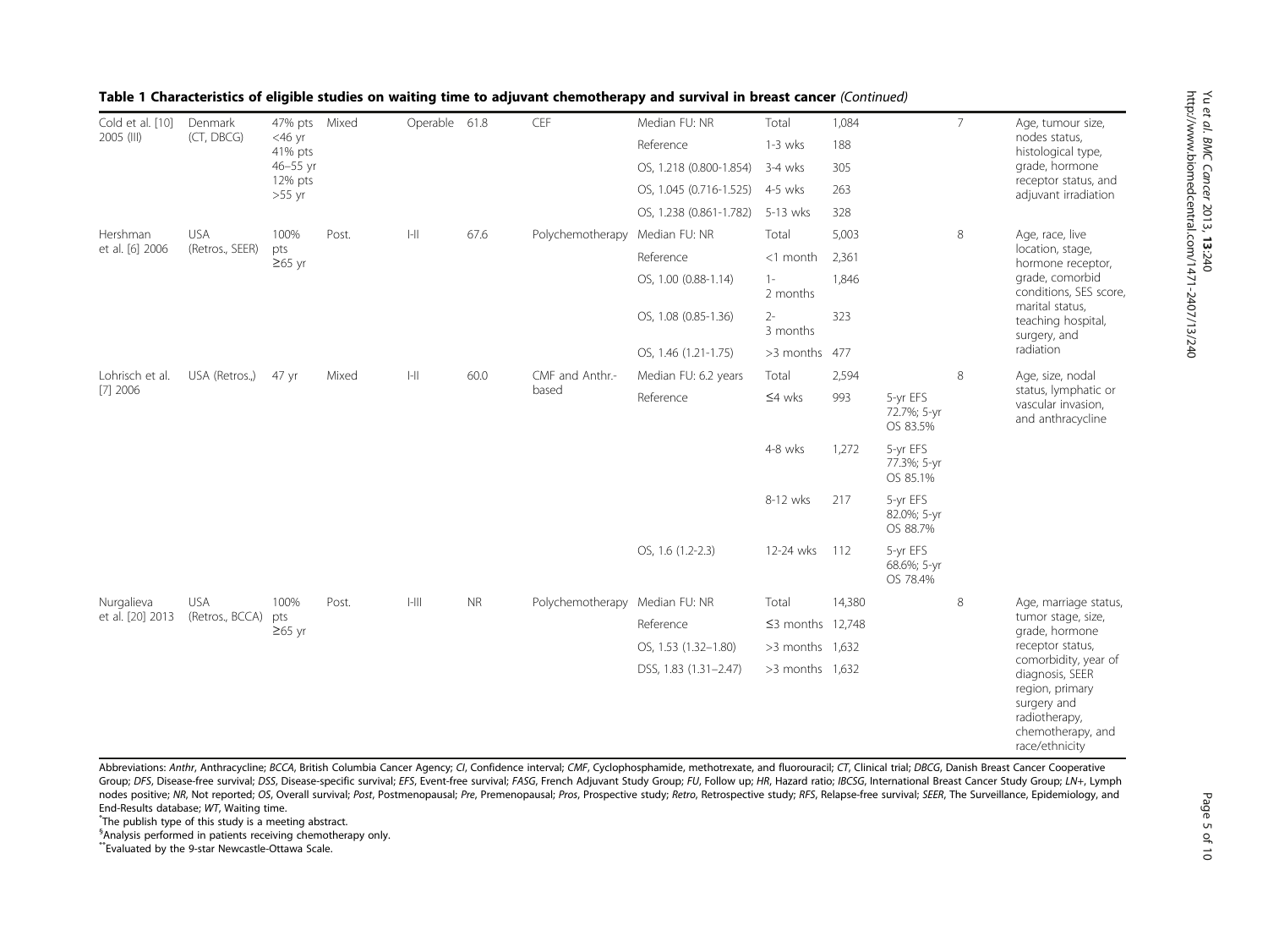**Table 1 Characteristics of eligible studies on waiting time to adjuvant chemotherapy and survival in breast cancer** *(Continued)*

| | | | | | | | | | | | | |
|---|---|---|---|---|---|---|---|---|---|---|---|---|
| Cold et al. [10] 2005 (III) | Denmark (CT, DBCG) | 47% pts <46 yr 41% pts 46–55 yr 12% pts >55 yr | Mixed | Operable | 61.8 | CEF | Median FU: NR | Total | 1,084 | | 7 | Age, tumour size, nodes status, histological type, grade, hormone receptor status, and adjuvant irradiation |
| | | | | | | | Reference | 1-3 wks | 188 | | | |
| | | | | | | | OS, 1.218 (0.800-1.854) | 3-4 wks | 305 | | | |
| | | | | | | | OS, 1.045 (0.716-1.525) | 4-5 wks | 263 | | | |
| | | | | | | | OS, 1.238 (0.861-1.782) | 5-13 wks | 328 | | | |
| Hershman et al. [6] 2006 | USA (Retros., SEER) | 100% pts ≥65 yr | Post. | I-II | 67.6 | Polychemotherapy | Median FU: NR | Total | 5,003 | | 8 | Age, race, live location, stage, hormone receptor, grade, comorbid conditions, SES score, marital status, teaching hospital, surgery, and radiation |
| | | | | | | | Reference | <1 month | 2,361 | | | |
| | | | | | | | OS, 1.00 (0.88-1.14) | 1-2 months | 1,846 | | | |
| | | | | | | | OS, 1.08 (0.85-1.36) | 2-3 months | 323 | | | |
| | | | | | | | OS, 1.46 (1.21-1.75) | >3 months | 477 | | | |
| Lohrisch et al. [7] 2006 | USA (Retros.,) | 47 yr | Mixed | I-II | 60.0 | CMF and Anthr.-based | Median FU: 6.2 years | Total | 2,594 | | 8 | Age, size, nodal status, lymphatic or vascular invasion, and anthracycline |
| | | | | | | | Reference | ≤4 wks | 993 | 5-yr EFS 72.7%; 5-yr OS 83.5% | | |
| | | | | | | | | 4-8 wks | 1,272 | 5-yr EFS 77.3%; 5-yr OS 85.1% | | |
| | | | | | | | | 8-12 wks | 217 | 5-yr EFS 82.0%; 5-yr OS 88.7% | | |
| | | | | | | | OS, 1.6 (1.2-2.3) | 12-24 wks | 112 | 5-yr EFS 68.6%; 5-yr OS 78.4% | | |
| Nurgalieva et al. [20] 2013 | USA (Retros., BCCA) | 100% pts ≥65 yr | Post. | I-III | NR | Polychemotherapy | Median FU: NR | Total | 14,380 | | 8 | Age, marriage status, tumor stage, size, grade, hormone receptor status, comorbidity, year of diagnosis, SEER region, primary surgery and radiotherapy, chemotherapy, and race/ethnicity |
| | | | | | | | Reference | ≤3 months | 12,748 | | | |
| | | | | | | | OS, 1.53 (1.32–1.80) | >3 months | 1,632 | | | |
| | | | | | | | DSS, 1.83 (1.31–2.47) | >3 months | 1,632 | | | |

Abbreviations: *Anthr*, Anthracycline; *BCCA*, British Columbia Cancer Agency; *CI*, Confidence interval; *CMF*, Cyclophosphamide, methotrexate, and fluorouracil; *CT*, Clinical trial; *DBCG*, Danish Breast Cancer Cooperative Group; *DFS*, Disease-free survival; *DSS*, Disease-specific survival; *EFS*, Event-free survival; *FASG*, French Adjuvant Study Group; *FU*, Follow up; *HR*, Hazard ratio; *IBCSG*, International Breast Cancer Study Group; *LN+*, Lymph nodes positive; *NR*, Not reported; *OS*, Overall survival; *Post*, Postmenopausal; *Pre*, Premenopausal; *Pros*, Prospective study; *Retro*, Retrospective study; *RFS*, Relapse-free survival; *SEER*, The Surveillance, Epidemiology, and End-Results database; *WT*, Waiting time.

*The publish type of this study is a meeting abstract.

§Analysis performed in patients receiving chemotherapy only.

**Evaluated by the 9-star Newcastle-Ottawa Scale.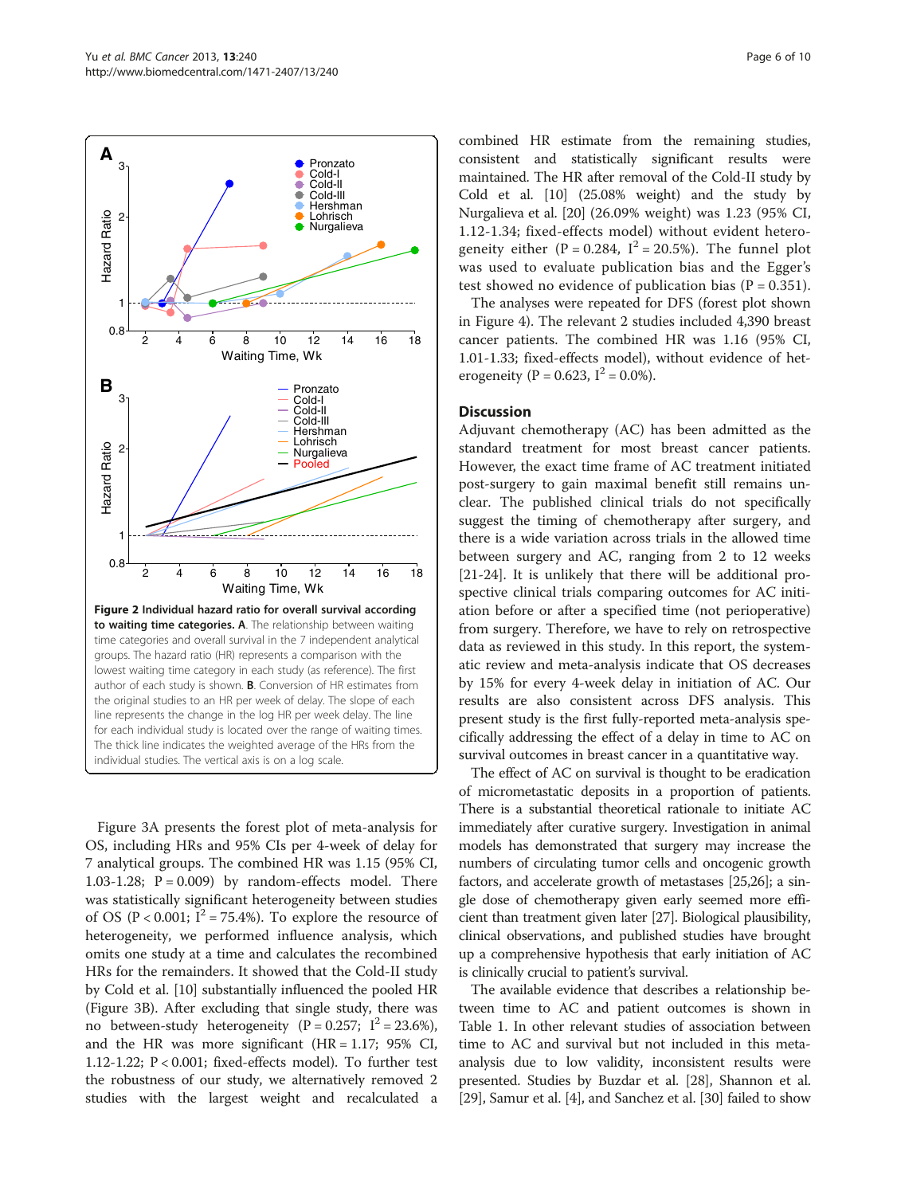**Figure 2 Individual hazard ratio for overall survival according to waiting time categories. A**. The relationship between waiting time categories and overall survival in the 7 independent analytical groups. The hazard ratio (HR) represents a comparison with the lowest waiting time category in each study (as reference). The first author of each study is shown. **B**. Conversion of HR estimates from the original studies to an HR per week of delay. The slope of each line represents the change in the log HR per week delay. The line for each individual study is located over the range of waiting times. The thick line indicates the weighted average of the HRs from the individual studies. The vertical axis is on a log scale.

Figure 3A presents the forest plot of meta-analysis for OS, including HRs and 95% CIs per 4-week of delay for 7 analytical groups. The combined HR was 1.15 (95% CI, 1.03-1.28; $P = 0.009$) by random-effects model. There was statistically significant heterogeneity between studies of OS ($P < 0.001$; $I^2 = 75.4\%$). To explore the resource of heterogeneity, we performed influence analysis, which omits one study at a time and calculates the recombined HRs for the remainders. It showed that the Cold-II study by Cold et al. [10] substantially influenced the pooled HR (Figure 3B). After excluding that single study, there was no between-study heterogeneity ($P = 0.257$; $I^2 = 23.6\%$), and the HR was more significant (HR = 1.17; 95% CI, 1.12-1.22; $P < 0.001$; fixed-effects model). To further test the robustness of our study, we alternatively removed 2 studies with the largest weight and recalculated a combined HR estimate from the remaining studies, consistent and statistically significant results were maintained. The HR after removal of the Cold-II study by Cold et al. [10] (25.08% weight) and the study by Nurgalieva et al. [20] (26.09% weight) was 1.23 (95% CI, 1.12-1.34; fixed-effects model) without evident heterogeneity either ($P = 0.284$, $I^2 = 20.5\%$). The funnel plot was used to evaluate publication bias and the Egger's test showed no evidence of publication bias ($P = 0.351$).

The analyses were repeated for DFS (forest plot shown in Figure 4). The relevant 2 studies included 4,390 breast cancer patients. The combined HR was 1.16 (95% CI, 1.01-1.33; fixed-effects model), without evidence of heterogeneity ($P = 0.623$, $I^2 = 0.0\%$).

## Discussion

Adjuvant chemotherapy (AC) has been admitted as the standard treatment for most breast cancer patients. However, the exact time frame of AC treatment initiated post-surgery to gain maximal benefit still remains unclear. The published clinical trials do not specifically suggest the timing of chemotherapy after surgery, and there is a wide variation across trials in the allowed time between surgery and AC, ranging from 2 to 12 weeks [21-24]. It is unlikely that there will be additional prospective clinical trials comparing outcomes for AC initiation before or after a specified time (not perioperative) from surgery. Therefore, we have to rely on retrospective data as reviewed in this study. In this report, the systematic review and meta-analysis indicate that OS decreases by 15% for every 4-week delay in initiation of AC. Our results are also consistent across DFS analysis. This present study is the first fully-reported meta-analysis specifically addressing the effect of a delay in time to AC on survival outcomes in breast cancer in a quantitative way.

The effect of AC on survival is thought to be eradication of micrometastatic deposits in a proportion of patients. There is a substantial theoretical rationale to initiate AC immediately after curative surgery. Investigation in animal models has demonstrated that surgery may increase the numbers of circulating tumor cells and oncogenic growth factors, and accelerate growth of metastases [25,26]; a single dose of chemotherapy given early seemed more efficient than treatment given later [27]. Biological plausibility, clinical observations, and published studies have brought up a comprehensive hypothesis that early initiation of AC is clinically crucial to patient's survival.

The available evidence that describes a relationship between time to AC and patient outcomes is shown in Table 1. In other relevant studies of association between time to AC and survival but not included in this meta-analysis due to low validity, inconsistent results were presented. Studies by Buzdar et al. [28], Shannon et al. [29], Samur et al. [4], and Sanchez et al. [30] failed to show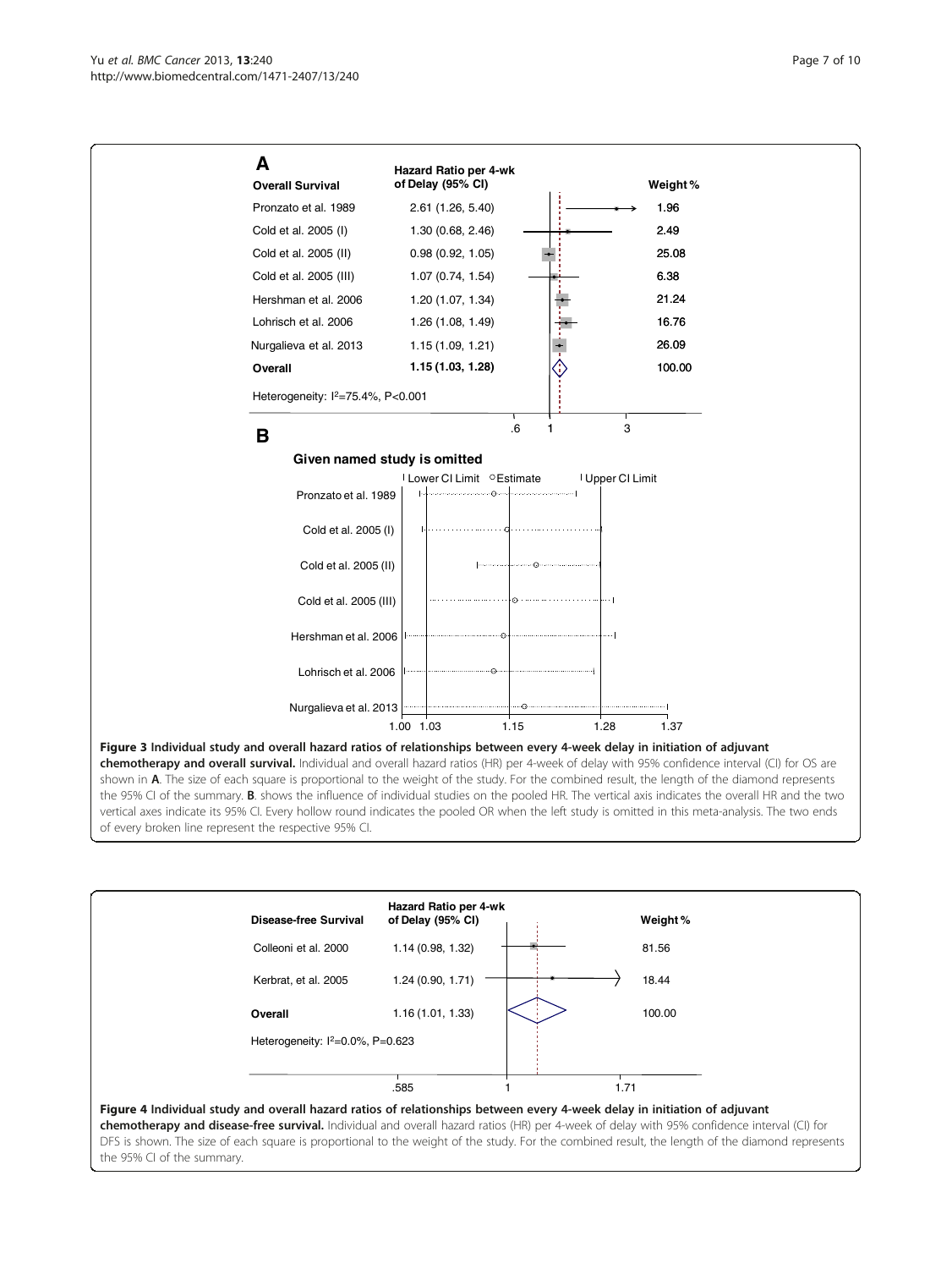**A**

| Overall Survival | Hazard Ratio per 4-wk of Delay (95% CI) | Weight % |
| --- | --- | --- |
| Pronzato et al. 1989 | 2.61 (1.26, 5.40) | 1.96 |
| Cold et al. 2005 (I) | 1.30 (0.68, 2.46) | 2.49 |
| Cold et al. 2005 (II) | 0.98 (0.92, 1.05) | 25.08 |
| Cold et al. 2005 (III) | 1.07 (0.74, 1.54) | 6.38 |
| Hershman et al. 2006 | 1.20 (1.07, 1.34) | 21.24 |
| Lohrisch et al. 2006 | 1.26 (1.08, 1.49) | 16.76 |
| Nurgalieva et al. 2013 | 1.15 (1.09, 1.21) | 26.09 |
| **Overall** | **1.15 (1.03, 1.28)** | 100.00 |

Heterogeneity: $I^2$=75.4%, P<0.001

**B**

**Given named study is omitted**

**Figure 3 Individual study and overall hazard ratios of relationships between every 4-week delay in initiation of adjuvant chemotherapy and overall survival.** Individual and overall hazard ratios (HR) per 4-week of delay with 95% confidence interval (CI) for OS are shown in **A**. The size of each square is proportional to the weight of the study. For the combined result, the length of the diamond represents the 95% CI of the summary. **B**. shows the influence of individual studies on the pooled HR. The vertical axis indicates the overall HR and the two vertical axes indicate its 95% CI. Every hollow round indicates the pooled OR when the left study is omitted in this meta-analysis. The two ends of every broken line represent the respective 95% CI.

| Disease-free Survival | Hazard Ratio per 4-wk of Delay (95% CI) | Weight % |
| --- | --- | --- |
| Colleoni et al. 2000 | 1.14 (0.98, 1.32) | 81.56 |
| Kerbrat, et al. 2005 | 1.24 (0.90, 1.71) | 18.44 |
| **Overall** | 1.16 (1.01, 1.33) | 100.00 |

Heterogeneity: $I^2$=0.0%, P=0.623

**Figure 4 Individual study and overall hazard ratios of relationships between every 4-week delay in initiation of adjuvant chemotherapy and disease-free survival.** Individual and overall hazard ratios (HR) per 4-week of delay with 95% confidence interval (CI) for DFS is shown. The size of each square is proportional to the weight of the study. For the combined result, the length of the diamond represents the 95% CI of the summary.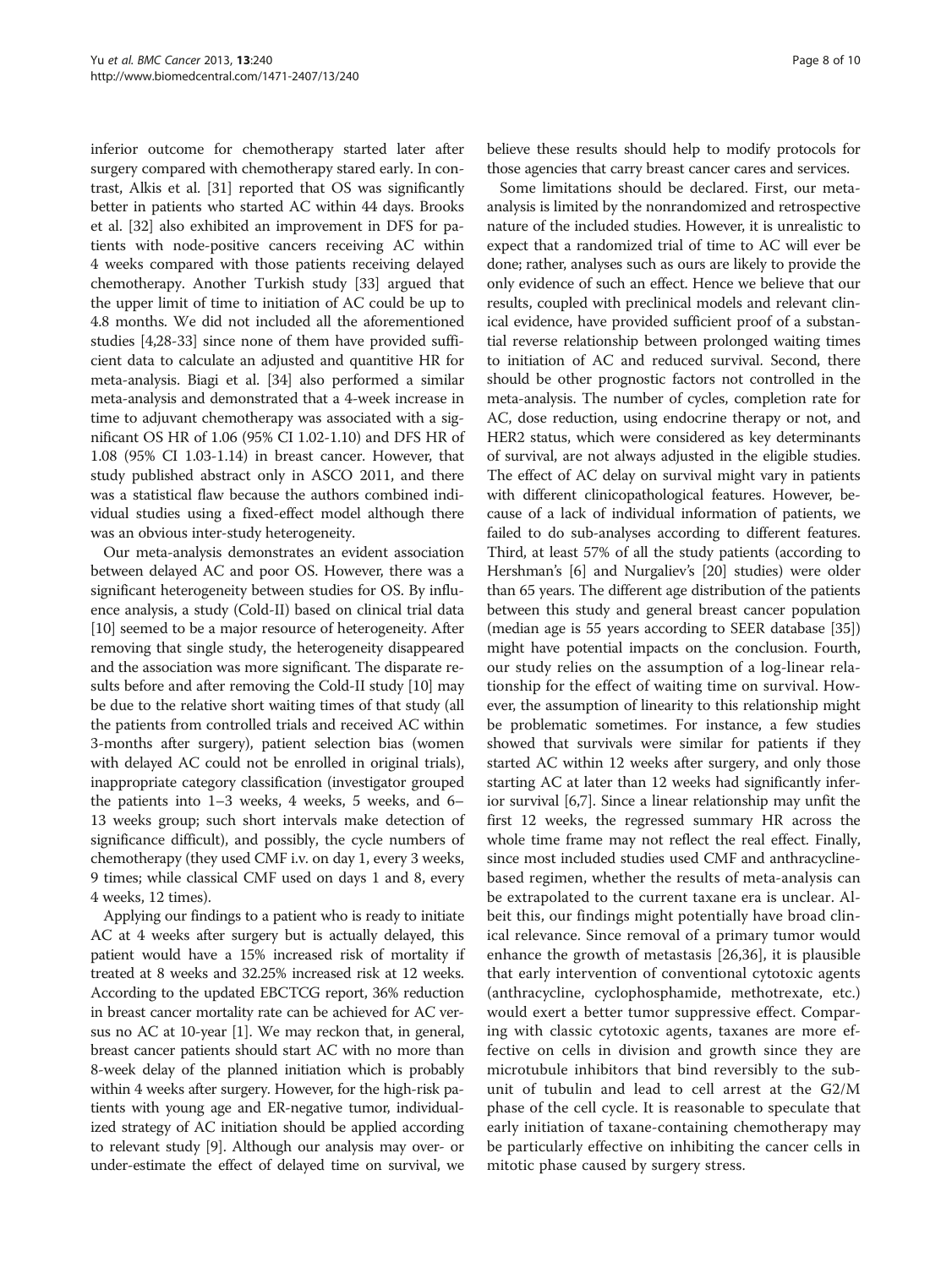inferior outcome for chemotherapy started later after surgery compared with chemotherapy stared early. In contrast, Alkis et al. [31] reported that OS was significantly better in patients who started AC within 44 days. Brooks et al. [32] also exhibited an improvement in DFS for patients with node-positive cancers receiving AC within 4 weeks compared with those patients receiving delayed chemotherapy. Another Turkish study [33] argued that the upper limit of time to initiation of AC could be up to 4.8 months. We did not included all the aforementioned studies [4,28-33] since none of them have provided sufficient data to calculate an adjusted and quantitive HR for meta-analysis. Biagi et al. [34] also performed a similar meta-analysis and demonstrated that a 4-week increase in time to adjuvant chemotherapy was associated with a significant OS HR of 1.06 (95% CI 1.02-1.10) and DFS HR of 1.08 (95% CI 1.03-1.14) in breast cancer. However, that study published abstract only in ASCO 2011, and there was a statistical flaw because the authors combined individual studies using a fixed-effect model although there was an obvious inter-study heterogeneity.

Our meta-analysis demonstrates an evident association between delayed AC and poor OS. However, there was a significant heterogeneity between studies for OS. By influence analysis, a study (Cold-II) based on clinical trial data [10] seemed to be a major resource of heterogeneity. After removing that single study, the heterogeneity disappeared and the association was more significant. The disparate results before and after removing the Cold-II study [10] may be due to the relative short waiting times of that study (all the patients from controlled trials and received AC within 3-months after surgery), patient selection bias (women with delayed AC could not be enrolled in original trials), inappropriate category classification (investigator grouped the patients into 1–3 weeks, 4 weeks, 5 weeks, and 6–13 weeks group; such short intervals make detection of significance difficult), and possibly, the cycle numbers of chemotherapy (they used CMF i.v. on day 1, every 3 weeks, 9 times; while classical CMF used on days 1 and 8, every 4 weeks, 12 times).

Applying our findings to a patient who is ready to initiate AC at 4 weeks after surgery but is actually delayed, this patient would have a 15% increased risk of mortality if treated at 8 weeks and 32.25% increased risk at 12 weeks. According to the updated EBCTCG report, 36% reduction in breast cancer mortality rate can be achieved for AC versus no AC at 10-year [1]. We may reckon that, in general, breast cancer patients should start AC with no more than 8-week delay of the planned initiation which is probably within 4 weeks after surgery. However, for the high-risk patients with young age and ER-negative tumor, individualized strategy of AC initiation should be applied according to relevant study [9]. Although our analysis may over- or under-estimate the effect of delayed time on survival, we believe these results should help to modify protocols for those agencies that carry breast cancer cares and services.

Some limitations should be declared. First, our meta-analysis is limited by the nonrandomized and retrospective nature of the included studies. However, it is unrealistic to expect that a randomized trial of time to AC will ever be done; rather, analyses such as ours are likely to provide the only evidence of such an effect. Hence we believe that our results, coupled with preclinical models and relevant clinical evidence, have provided sufficient proof of a substantial reverse relationship between prolonged waiting times to initiation of AC and reduced survival. Second, there should be other prognostic factors not controlled in the meta-analysis. The number of cycles, completion rate for AC, dose reduction, using endocrine therapy or not, and HER2 status, which were considered as key determinants of survival, are not always adjusted in the eligible studies. The effect of AC delay on survival might vary in patients with different clinicopathological features. However, because of a lack of individual information of patients, we failed to do sub-analyses according to different features. Third, at least 57% of all the study patients (according to Hershman's [6] and Nurgaliev's [20] studies) were older than 65 years. The different age distribution of the patients between this study and general breast cancer population (median age is 55 years according to SEER database [35]) might have potential impacts on the conclusion. Fourth, our study relies on the assumption of a log-linear relationship for the effect of waiting time on survival. However, the assumption of linearity to this relationship might be problematic sometimes. For instance, a few studies showed that survivals were similar for patients if they started AC within 12 weeks after surgery, and only those starting AC at later than 12 weeks had significantly inferior survival [6,7]. Since a linear relationship may unfit the first 12 weeks, the regressed summary HR across the whole time frame may not reflect the real effect. Finally, since most included studies used CMF and anthracycline-based regimen, whether the results of meta-analysis can be extrapolated to the current taxane era is unclear. Albeit this, our findings might potentially have broad clinical relevance. Since removal of a primary tumor would enhance the growth of metastasis [26,36], it is plausible that early intervention of conventional cytotoxic agents (anthracycline, cyclophosphamide, methotrexate, etc.) would exert a better tumor suppressive effect. Comparing with classic cytotoxic agents, taxanes are more effective on cells in division and growth since they are microtubule inhibitors that bind reversibly to the subunit of tubulin and lead to cell arrest at the G2/M phase of the cell cycle. It is reasonable to speculate that early initiation of taxane-containing chemotherapy may be particularly effective on inhibiting the cancer cells in mitotic phase caused by surgery stress.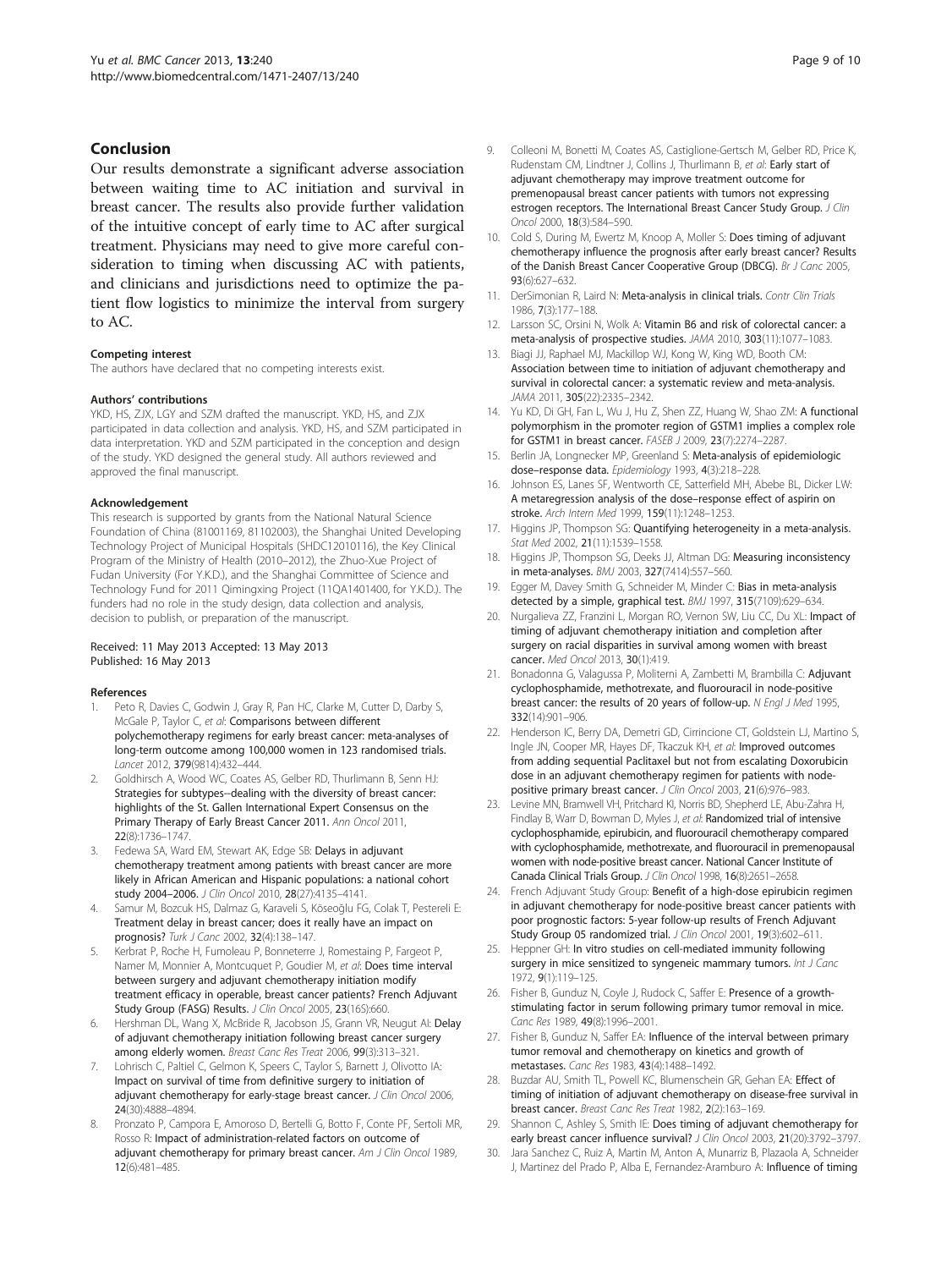## Conclusion

Our results demonstrate a significant adverse association between waiting time to AC initiation and survival in breast cancer. The results also provide further validation of the intuitive concept of early time to AC after surgical treatment. Physicians may need to give more careful consideration to timing when discussing AC with patients, and clinicians and jurisdictions need to optimize the patient flow logistics to minimize the interval from surgery to AC.

#### Competing interest

The authors have declared that no competing interests exist.

#### Authors' contributions

YKD, HS, ZJX, LGY and SZM drafted the manuscript. YKD, HS, and ZJX participated in data collection and analysis. YKD, HS, and SZM participated in data interpretation. YKD and SZM participated in the conception and design of the study. YKD designed the general study. All authors reviewed and approved the final manuscript.

#### Acknowledgement

This research is supported by grants from the National Natural Science Foundation of China (81001169, 81102003), the Shanghai United Developing Technology Project of Municipal Hospitals (SHDC12010116), the Key Clinical Program of the Ministry of Health (2010–2012), the Zhuo-Xue Project of Fudan University (For Y.K.D.), and the Shanghai Committee of Science and Technology Fund for 2011 Qimingxing Project (11QA1401400, for Y.K.D.). The funders had no role in the study design, data collection and analysis, decision to publish, or preparation of the manuscript.

Received: 11 May 2013 Accepted: 13 May 2013
Published: 16 May 2013

#### References

1. Peto R, Davies C, Godwin J, Gray R, Pan HC, Clarke M, Cutter D, Darby S, McGale P, Taylor C, *et al*: **Comparisons between different polychemotherapy regimens for early breast cancer: meta-analyses of long-term outcome among 100,000 women in 123 randomised trials.** *Lancet* 2012, **379**(9814):432–444.
2. Goldhirsch A, Wood WC, Coates AS, Gelber RD, Thurlimann B, Senn HJ: **Strategies for subtypes--dealing with the diversity of breast cancer: highlights of the St. Gallen International Expert Consensus on the Primary Therapy of Early Breast Cancer 2011.** *Ann Oncol* 2011, **22**(8):1736–1747.
3. Fedewa SA, Ward EM, Stewart AK, Edge SB: **Delays in adjuvant chemotherapy treatment among patients with breast cancer are more likely in African American and Hispanic populations: a national cohort study 2004–2006.** *J Clin Oncol* 2010, **28**(27):4135–4141.
4. Samur M, Bozcuk HS, Dalmaz G, Karaveli S, Köseoğlu FG, Colak T, Pestereli E: **Treatment delay in breast cancer; does it really have an impact on prognosis?** *Turk J Canc* 2002, **32**(4):138–147.
5. Kerbrat P, Roche H, Fumoleau P, Bonneterre J, Romestaing P, Fargeot P, Namer M, Monnier A, Montcuquet P, Goudier M, *et al*: **Does time interval between surgery and adjuvant chemotherapy initiation modify treatment efficacy in operable, breast cancer patients? French Adjuvant Study Group (FASG) Results.** *J Clin Oncol* 2005, **23**(16S):660.
6. Hershman DL, Wang X, McBride R, Jacobson JS, Grann VR, Neugut AI: **Delay of adjuvant chemotherapy initiation following breast cancer surgery among elderly women.** *Breast Canc Res Treat* 2006, **99**(3):313–321.
7. Lohrisch C, Paltiel C, Gelmon K, Speers C, Taylor S, Barnett J, Olivotto IA: **Impact on survival of time from definitive surgery to initiation of adjuvant chemotherapy for early-stage breast cancer.** *J Clin Oncol* 2006, **24**(30):4888–4894.
8. Pronzato P, Campora E, Amoroso D, Bertelli G, Botto F, Conte PF, Sertoli MR, Rosso R: **Impact of administration-related factors on outcome of adjuvant chemotherapy for primary breast cancer.** *Am J Clin Oncol* 1989, **12**(6):481–485.
9. Colleoni M, Bonetti M, Coates AS, Castiglione-Gertsch M, Gelber RD, Price K, Rudenstam CM, Lindtner J, Collins J, Thurlimann B, *et al*: **Early start of adjuvant chemotherapy may improve treatment outcome for premenopausal breast cancer patients with tumors not expressing estrogen receptors. The International Breast Cancer Study Group.** *J Clin Oncol* 2000, **18**(3):584–590.
10. Cold S, During M, Ewertz M, Knoop A, Moller S: **Does timing of adjuvant chemotherapy influence the prognosis after early breast cancer? Results of the Danish Breast Cancer Cooperative Group (DBCG).** *Br J Canc* 2005, **93**(6):627–632.
11. DerSimonian R, Laird N: **Meta-analysis in clinical trials.** *Contr Clin Trials* 1986, **7**(3):177–188.
12. Larsson SC, Orsini N, Wolk A: **Vitamin B6 and risk of colorectal cancer: a meta-analysis of prospective studies.** *JAMA* 2010, **303**(11):1077–1083.
13. Biagi JJ, Raphael MJ, Mackillop WJ, Kong W, King WD, Booth CM: **Association between time to initiation of adjuvant chemotherapy and survival in colorectal cancer: a systematic review and meta-analysis.** *JAMA* 2011, **305**(22):2335–2342.
14. Yu KD, Di GH, Fan L, Wu J, Hu Z, Shen ZZ, Huang W, Shao ZM: **A functional polymorphism in the promoter region of GSTM1 implies a complex role for GSTM1 in breast cancer.** *FASEB J* 2009, **23**(7):2274–2287.
15. Berlin JA, Longnecker MP, Greenland S: **Meta-analysis of epidemiologic dose–response data.** *Epidemiology* 1993, **4**(3):218–228.
16. Johnson ES, Lanes SF, Wentworth CE, Satterfield MH, Abebe BL, Dicker LW: **A metaregression analysis of the dose–response effect of aspirin on stroke.** *Arch Intern Med* 1999, **159**(11):1248–1253.
17. Higgins JP, Thompson SG: **Quantifying heterogeneity in a meta-analysis.** *Stat Med* 2002, **21**(11):1539–1558.
18. Higgins JP, Thompson SG, Deeks JJ, Altman DG: **Measuring inconsistency in meta-analyses.** *BMJ* 2003, **327**(7414):557–560.
19. Egger M, Davey Smith G, Schneider M, Minder C: **Bias in meta-analysis detected by a simple, graphical test.** *BMJ* 1997, **315**(7109):629–634.
20. Nurgalieva ZZ, Franzini L, Morgan RO, Vernon SW, Liu CC, Du XL: **Impact of timing of adjuvant chemotherapy initiation and completion after surgery on racial disparities in survival among women with breast cancer.** *Med Oncol* 2013, **30**(1):419.
21. Bonadonna G, Valagussa P, Moliterni A, Zambetti M, Brambilla C: **Adjuvant cyclophosphamide, methotrexate, and fluorouracil in node-positive breast cancer: the results of 20 years of follow-up.** *N Engl J Med* 1995, **332**(14):901–906.
22. Henderson IC, Berry DA, Demetri GD, Cirrincione CT, Goldstein LJ, Martino S, Ingle JN, Cooper MR, Hayes DF, Tkaczuk KH, *et al*: **Improved outcomes from adding sequential Paclitaxel but not from escalating Doxorubicin dose in an adjuvant chemotherapy regimen for patients with node-positive primary breast cancer.** *J Clin Oncol* 2003, **21**(6):976–983.
23. Levine MN, Bramwell VH, Pritchard KI, Norris BD, Shepherd LE, Abu-Zahra H, Findlay B, Warr D, Bowman D, Myles J, *et al*: **Randomized trial of intensive cyclophosphamide, epirubicin, and fluorouracil chemotherapy compared with cyclophosphamide, methotrexate, and fluorouracil in premenopausal women with node-positive breast cancer. National Cancer Institute of Canada Clinical Trials Group.** *J Clin Oncol* 1998, **16**(8):2651–2658.
24. French Adjuvant Study Group: **Benefit of a high-dose epirubicin regimen in adjuvant chemotherapy for node-positive breast cancer patients with poor prognostic factors: 5-year follow-up results of French Adjuvant Study Group 05 randomized trial.** *J Clin Oncol* 2001, **19**(3):602–611.
25. Heppner GH: **In vitro studies on cell-mediated immunity following surgery in mice sensitized to syngeneic mammary tumors.** *Int J Canc* 1972, **9**(1):119–125.
26. Fisher B, Gunduz N, Coyle J, Rudock C, Saffer E: **Presence of a growth-stimulating factor in serum following primary tumor removal in mice.** *Canc Res* 1989, **49**(8):1996–2001.
27. Fisher B, Gunduz N, Saffer EA: **Influence of the interval between primary tumor removal and chemotherapy on kinetics and growth of metastases.** *Canc Res* 1983, **43**(4):1488–1492.
28. Buzdar AU, Smith TL, Powell KC, Blumenschein GR, Gehan EA: **Effect of timing of initiation of adjuvant chemotherapy on disease-free survival in breast cancer.** *Breast Canc Res Treat* 1982, **2**(2):163–169.
29. Shannon C, Ashley S, Smith IE: **Does timing of adjuvant chemotherapy for early breast cancer influence survival?** *J Clin Oncol* 2003, **21**(20):3792–3797.
30. Jara Sanchez C, Ruiz A, Martin M, Anton A, Munarriz B, Plazaola A, Schneider J, Martinez del Prado P, Alba E, Fernandez-Aramburo A: **Influence of timing**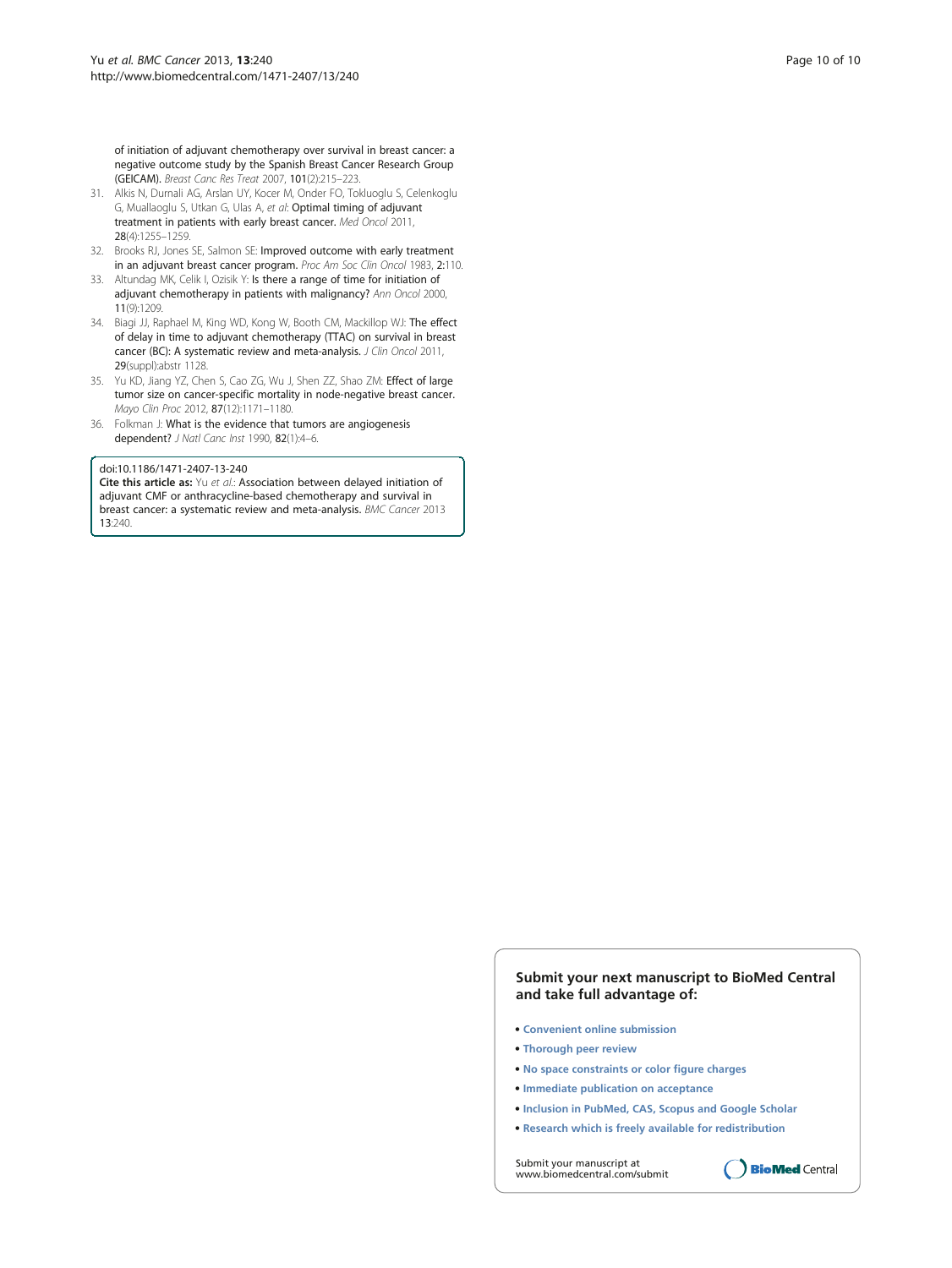of initiation of adjuvant chemotherapy over survival in breast cancer: a negative outcome study by the Spanish Breast Cancer Research Group (GEICAM). *Breast Canc Res Treat* 2007, **101**(2):215–223.

31. Alkis N, Durnali AG, Arslan UY, Kocer M, Onder FO, Tokluoglu S, Celenkoglu G, Muallaoglu S, Utkan G, Ulas A, *et al*: **Optimal timing of adjuvant treatment in patients with early breast cancer.** *Med Oncol* 2011, **28**(4):1255–1259.
32. Brooks RJ, Jones SE, Salmon SE: **Improved outcome with early treatment in an adjuvant breast cancer program.** *Proc Am Soc Clin Oncol* 1983, **2**:110.
33. Altundag MK, Celik I, Ozisik Y: **Is there a range of time for initiation of adjuvant chemotherapy in patients with malignancy?** *Ann Oncol* 2000, **11**(9):1209.
34. Biagi JJ, Raphael M, King WD, Kong W, Booth CM, Mackillop WJ: **The effect of delay in time to adjuvant chemotherapy (TTAC) on survival in breast cancer (BC): A systematic review and meta-analysis.** *J Clin Oncol* 2011, **29**(suppl):abstr 1128.
35. Yu KD, Jiang YZ, Chen S, Cao ZG, Wu J, Shen ZZ, Shao ZM: **Effect of large tumor size on cancer-specific mortality in node-negative breast cancer.** *Mayo Clin Proc* 2012, **87**(12):1171–1180.
36. Folkman J: **What is the evidence that tumors are angiogenesis dependent?** *J Natl Canc Inst* 1990, **82**(1):4–6.

doi:10.1186/1471-2407-13-240
**Cite this article as:** Yu *et al.*: Association between delayed initiation of adjuvant CMF or anthracycline-based chemotherapy and survival in breast cancer: a systematic review and meta-analysis. *BMC Cancer* 2013 **13**:240.

**Submit your next manuscript to BioMed Central and take full advantage of:**

- **Convenient online submission**
- **Thorough peer review**
- **No space constraints or color figure charges**
- **Immediate publication on acceptance**
- **Inclusion in PubMed, CAS, Scopus and Google Scholar**
- **Research which is freely available for redistribution**

Submit your manuscript at
www.biomedcentral.com/submit